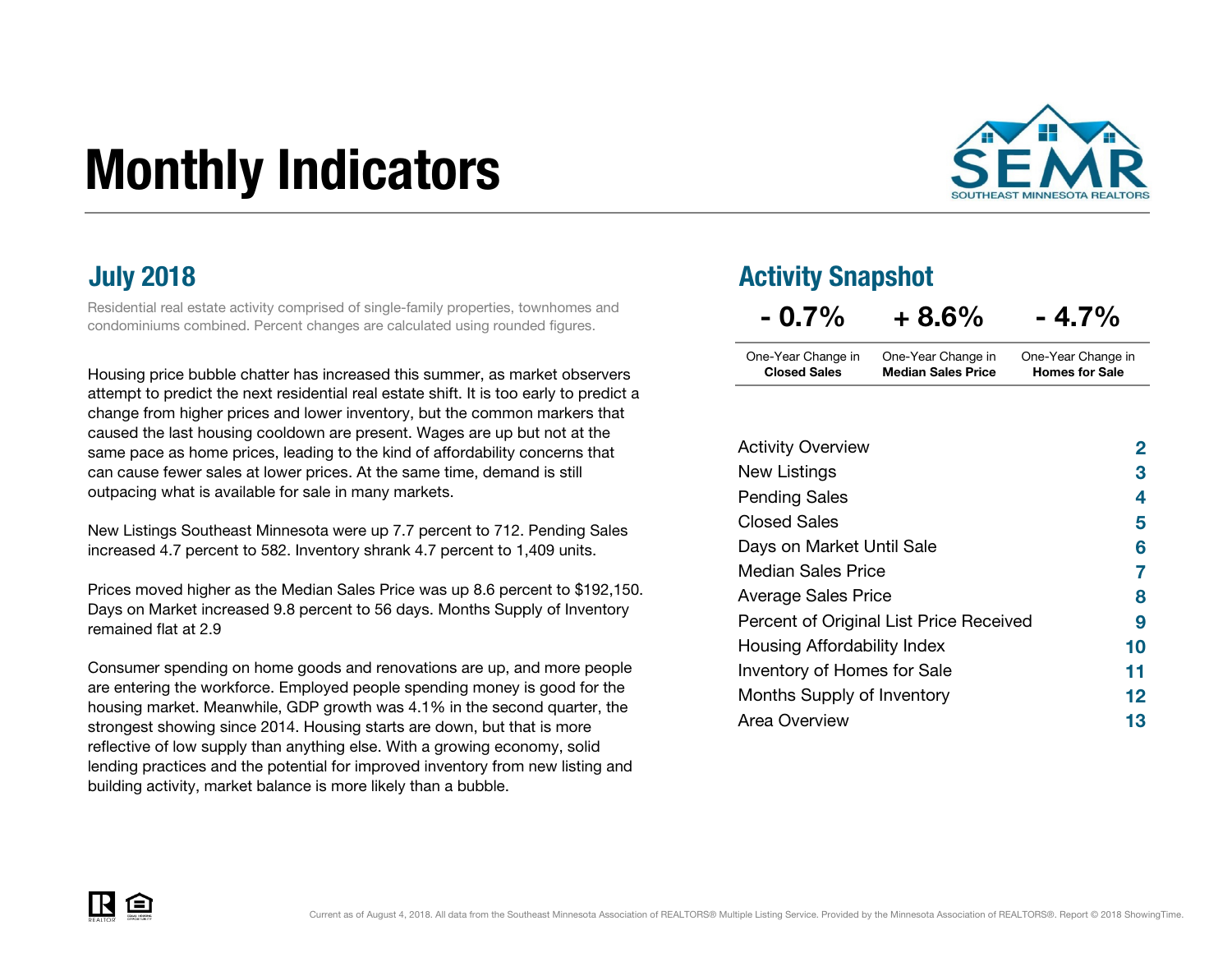# Monthly Indicators

SEMR
SOUTHEAST MINNESOTA REALTORS

## July 2018

Residential real estate activity comprised of single-family properties, townhomes and condominiums combined. Percent changes are calculated using rounded figures.

Housing price bubble chatter has increased this summer, as market observers attempt to predict the next residential real estate shift. It is too early to predict a change from higher prices and lower inventory, but the common markers that caused the last housing cooldown are present. Wages are up but not at the same pace as home prices, leading to the kind of affordability concerns that can cause fewer sales at lower prices. At the same time, demand is still outpacing what is available for sale in many markets.

New Listings Southeast Minnesota were up 7.7 percent to 712. Pending Sales increased 4.7 percent to 582. Inventory shrank 4.7 percent to 1,409 units.

Prices moved higher as the Median Sales Price was up 8.6 percent to $192,150. Days on Market increased 9.8 percent to 56 days. Months Supply of Inventory remained flat at 2.9

Consumer spending on home goods and renovations are up, and more people are entering the workforce. Employed people spending money is good for the housing market. Meanwhile, GDP growth was 4.1% in the second quarter, the strongest showing since 2014. Housing starts are down, but that is more reflective of low supply than anything else. With a growing economy, solid lending practices and the potential for improved inventory from new listing and building activity, market balance is more likely than a bubble.

## Activity Snapshot

| - 0.7% | + 8.6% | - 4.7% |
|---|---|---|
| One-Year Change in **Closed Sales** | One-Year Change in **Median Sales Price** | One-Year Change in **Homes for Sale** |

| | |
|---|---|
| Activity Overview | 2 |
| New Listings | 3 |
| Pending Sales | 4 |
| Closed Sales | 5 |
| Days on Market Until Sale | 6 |
| Median Sales Price | 7 |
| Average Sales Price | 8 |
| Percent of Original List Price Received | 9 |
| Housing Affordability Index | 10 |
| Inventory of Homes for Sale | 11 |
| Months Supply of Inventory | 12 |
| Area Overview | 13 |

Current as of August 4, 2018. All data from the Southeast Minnesota Association of REALTORS® Multiple Listing Service. Provided by the Minnesota Association of REALTORS®. Report © 2018 ShowingTime.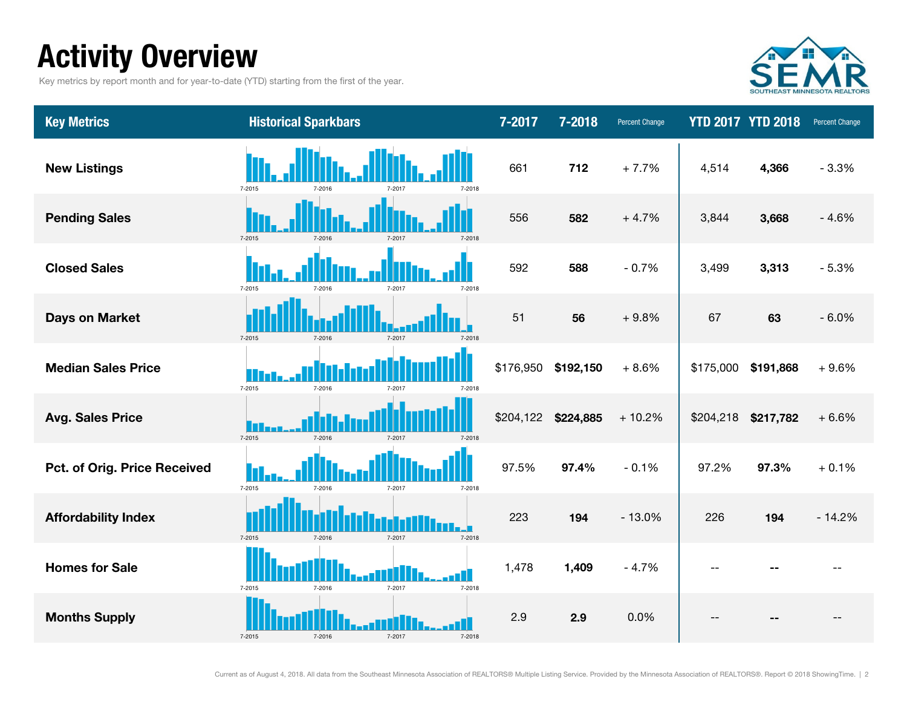# Activity Overview

Key metrics by report month and for year-to-date (YTD) starting from the first of the year.

| Key Metrics | Historical Sparkbars | 7-2017 | 7-2018 | Percent Change | YTD 2017 | YTD 2018 | Percent Change |
|---|---|---|---|---|---|---|---|
| **New Listings** | 7-2015 7-2016 7-2017 7-2018 | 661 | **712** | + 7.7% | 4,514 | **4,366** | - 3.3% |
| **Pending Sales** | 7-2015 7-2016 7-2017 7-2018 | 556 | **582** | + 4.7% | 3,844 | **3,668** | - 4.6% |
| **Closed Sales** | 7-2015 7-2016 7-2017 7-2018 | 592 | **588** | - 0.7% | 3,499 | **3,313** | - 5.3% |
| **Days on Market** | 7-2015 7-2016 7-2017 7-2018 | 51 | **56** | + 9.8% | 67 | **63** | - 6.0% |
| **Median Sales Price** | 7-2015 7-2016 7-2017 7-2018 | $176,950 | **$192,150** | + 8.6% | $175,000 | **$191,868** | + 9.6% |
| **Avg. Sales Price** | 7-2015 7-2016 7-2017 7-2018 | $204,122 | **$224,885** | + 10.2% | $204,218 | **$217,782** | + 6.6% |
| **Pct. of Orig. Price Received** | 7-2015 7-2016 7-2017 7-2018 | 97.5% | **97.4%** | - 0.1% | 97.2% | **97.3%** | + 0.1% |
| **Affordability Index** | 7-2015 7-2016 7-2017 7-2018 | 223 | **194** | - 13.0% | 226 | **194** | - 14.2% |
| **Homes for Sale** | 7-2015 7-2016 7-2017 7-2018 | 1,478 | **1,409** | - 4.7% | -- | **--** | -- |
| **Months Supply** | 7-2015 7-2016 7-2017 7-2018 | 2.9 | **2.9** | 0.0% | -- | **--** | -- |

Current as of August 4, 2018. All data from the Southeast Minnesota Association of REALTORS® Multiple Listing Service. Provided by the Minnesota Association of REALTORS®. Report © 2018 ShowingTime.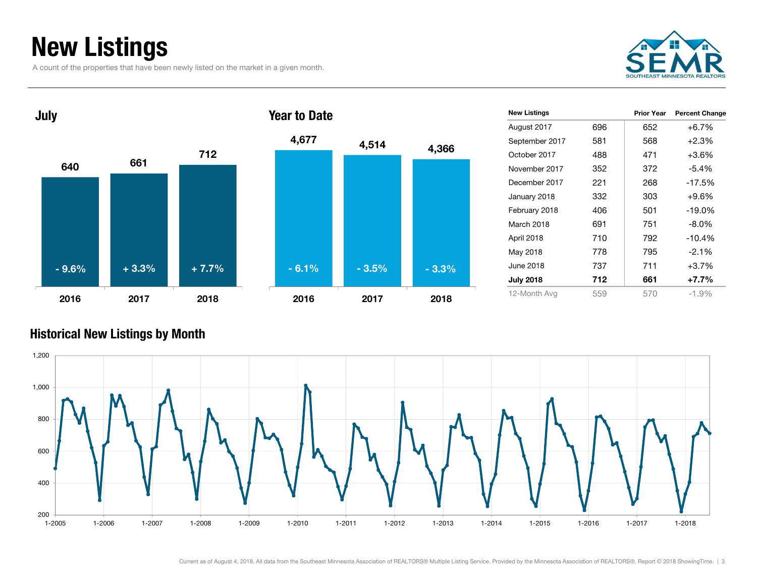# New Listings

A count of the properties that have been newly listed on the market in a given month.

## July

| | 2016 | 2017 | 2018 |
| --- | --- | --- | --- |
| New Listings | 640 | 661 | 712 |
| Change | - 9.6% | + 3.3% | + 7.7% |

## Year to Date

| | 2016 | 2017 | 2018 |
| --- | --- | --- | --- |
| New Listings | 4,677 | 4,514 | 4,366 |
| Change | - 6.1% | - 3.5% | - 3.3% |

| New Listings | | Prior Year | Percent Change |
| --- | --- | --- | --- |
| August 2017 | 696 | 652 | +6.7% |
| September 2017 | 581 | 568 | +2.3% |
| October 2017 | 488 | 471 | +3.6% |
| November 2017 | 352 | 372 | -5.4% |
| December 2017 | 221 | 268 | -17.5% |
| January 2018 | 332 | 303 | +9.6% |
| February 2018 | 406 | 501 | -19.0% |
| March 2018 | 691 | 751 | -8.0% |
| April 2018 | 710 | 792 | -10.4% |
| May 2018 | 778 | 795 | -2.1% |
| June 2018 | 737 | 711 | +3.7% |
| **July 2018** | **712** | **661** | **+7.7%** |
| 12-Month Avg | 559 | 570 | -1.9% |

## Historical New Listings by Month

Current as of August 4, 2018. All data from the Southeast Minnesota Association of REALTORS® Multiple Listing Service. Provided by the Minnesota Association of REALTORS®. Report © 2018 ShowingTime.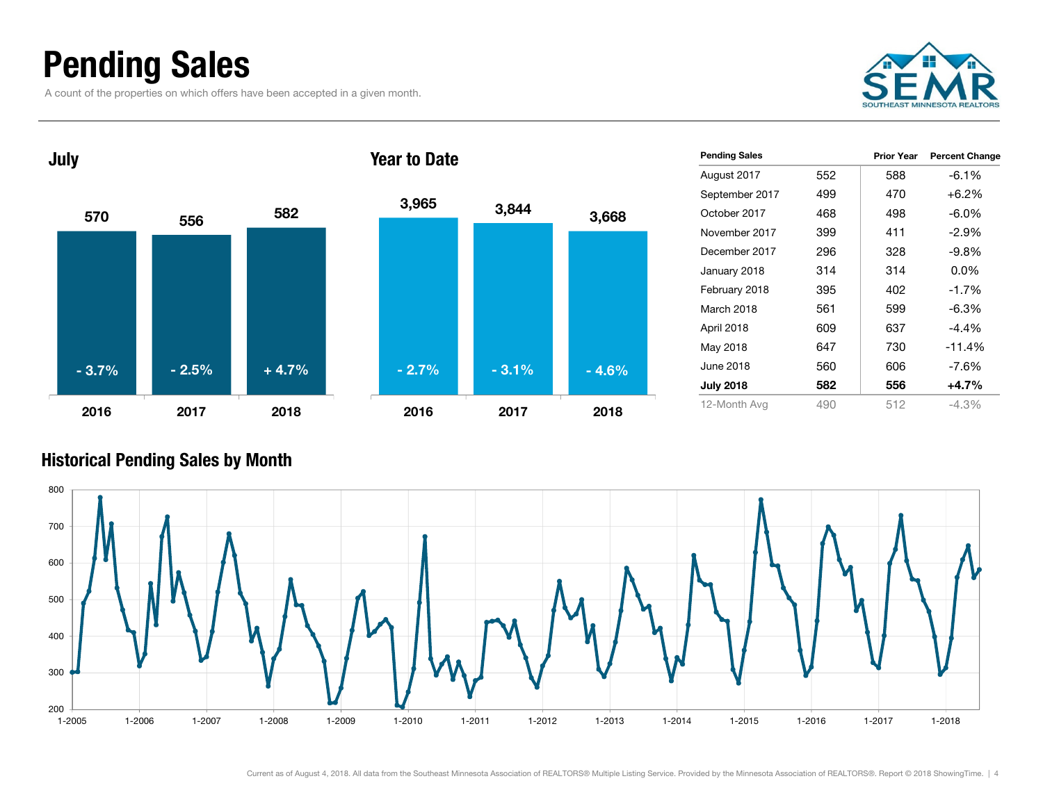# Pending Sales

A count of the properties on which offers have been accepted in a given month.

SEMR
SOUTHEAST MINNESOTA REALTORS

## July

| | 2016 | 2017 | 2018 |
|---|---|---|---|
| Pending Sales | 570 | 556 | 582 |
| Change | - 3.7% | - 2.5% | + 4.7% |

## Year to Date

| | 2016 | 2017 | 2018 |
|---|---|---|---|
| Pending Sales | 3,965 | 3,844 | 3,668 |
| Change | - 2.7% | - 3.1% | - 4.6% |

| Pending Sales | | Prior Year | Percent Change |
|---|---|---|---|
| August 2017 | 552 | 588 | -6.1% |
| September 2017 | 499 | 470 | +6.2% |
| October 2017 | 468 | 498 | -6.0% |
| November 2017 | 399 | 411 | -2.9% |
| December 2017 | 296 | 328 | -9.8% |
| January 2018 | 314 | 314 | 0.0% |
| February 2018 | 395 | 402 | -1.7% |
| March 2018 | 561 | 599 | -6.3% |
| April 2018 | 609 | 637 | -4.4% |
| May 2018 | 647 | 730 | -11.4% |
| June 2018 | 560 | 606 | -7.6% |
| **July 2018** | **582** | **556** | **+4.7%** |
| 12-Month Avg | 490 | 512 | -4.3% |

## Historical Pending Sales by Month

Current as of August 4, 2018. All data from the Southeast Minnesota Association of REALTORS® Multiple Listing Service. Provided by the Minnesota Association of REALTORS®. Report © 2018 ShowingTime.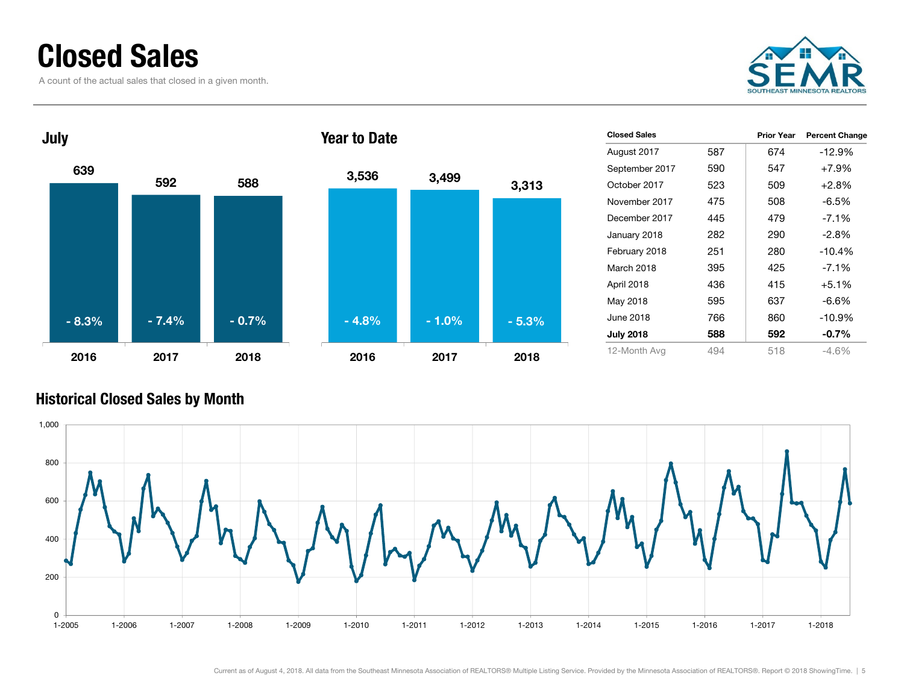# Closed Sales

A count of the actual sales that closed in a given month.

SEMR
SOUTHEAST MINNESOTA REALTORS

## July

| | 2016 | 2017 | 2018 |
|---|---|---|---|
| Closed Sales | 639 | 592 | 588 |
| Percent Change | - 8.3% | - 7.4% | - 0.7% |

## Year to Date

| | 2016 | 2017 | 2018 |
|---|---|---|---|
| Closed Sales | 3,536 | 3,499 | 3,313 |
| Percent Change | - 4.8% | - 1.0% | - 5.3% |

| Closed Sales | | Prior Year | Percent Change |
|---|---|---|---|
| August 2017 | 587 | 674 | -12.9% |
| September 2017 | 590 | 547 | +7.9% |
| October 2017 | 523 | 509 | +2.8% |
| November 2017 | 475 | 508 | -6.5% |
| December 2017 | 445 | 479 | -7.1% |
| January 2018 | 282 | 290 | -2.8% |
| February 2018 | 251 | 280 | -10.4% |
| March 2018 | 395 | 425 | -7.1% |
| April 2018 | 436 | 415 | +5.1% |
| May 2018 | 595 | 637 | -6.6% |
| June 2018 | 766 | 860 | -10.9% |
| **July 2018** | **588** | **592** | **-0.7%** |
| 12-Month Avg | 494 | 518 | -4.6% |

## Historical Closed Sales by Month

Current as of August 4, 2018. All data from the Southeast Minnesota Association of REALTORS® Multiple Listing Service. Provided by the Minnesota Association of REALTORS®. Report © 2018 ShowingTime.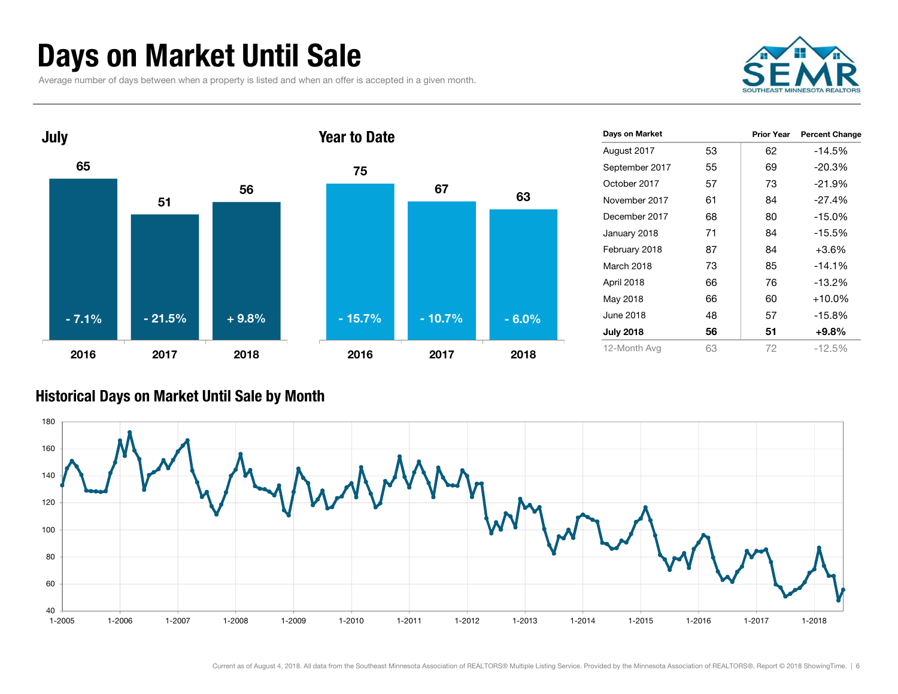# Days on Market Until Sale

Average number of days between when a property is listed and when an offer is accepted in a given month.

SEMR SOUTHEAST MINNESOTA REALTORS

### July

| Year | Days | Change |
|---|---|---|
| 2016 | 65 | - 7.1% |
| 2017 | 51 | - 21.5% |
| 2018 | 56 | + 9.8% |

### Year to Date

| Year | Days | Change |
|---|---|---|
| 2016 | 75 | - 15.7% |
| 2017 | 67 | - 10.7% |
| 2018 | 63 | - 6.0% |

| Days on Market | | Prior Year | Percent Change |
|---|---|---|---|
| August 2017 | 53 | 62 | -14.5% |
| September 2017 | 55 | 69 | -20.3% |
| October 2017 | 57 | 73 | -21.9% |
| November 2017 | 61 | 84 | -27.4% |
| December 2017 | 68 | 80 | -15.0% |
| January 2018 | 71 | 84 | -15.5% |
| February 2018 | 87 | 84 | +3.6% |
| March 2018 | 73 | 85 | -14.1% |
| April 2018 | 66 | 76 | -13.2% |
| May 2018 | 66 | 60 | +10.0% |
| June 2018 | 48 | 57 | -15.8% |
| **July 2018** | **56** | **51** | **+9.8%** |
| 12-Month Avg | 63 | 72 | -12.5% |

### Historical Days on Market Until Sale by Month

Current as of August 4, 2018. All data from the Southeast Minnesota Association of REALTORS® Multiple Listing Service. Provided by the Minnesota Association of REALTORS®. Report © 2018 ShowingTime.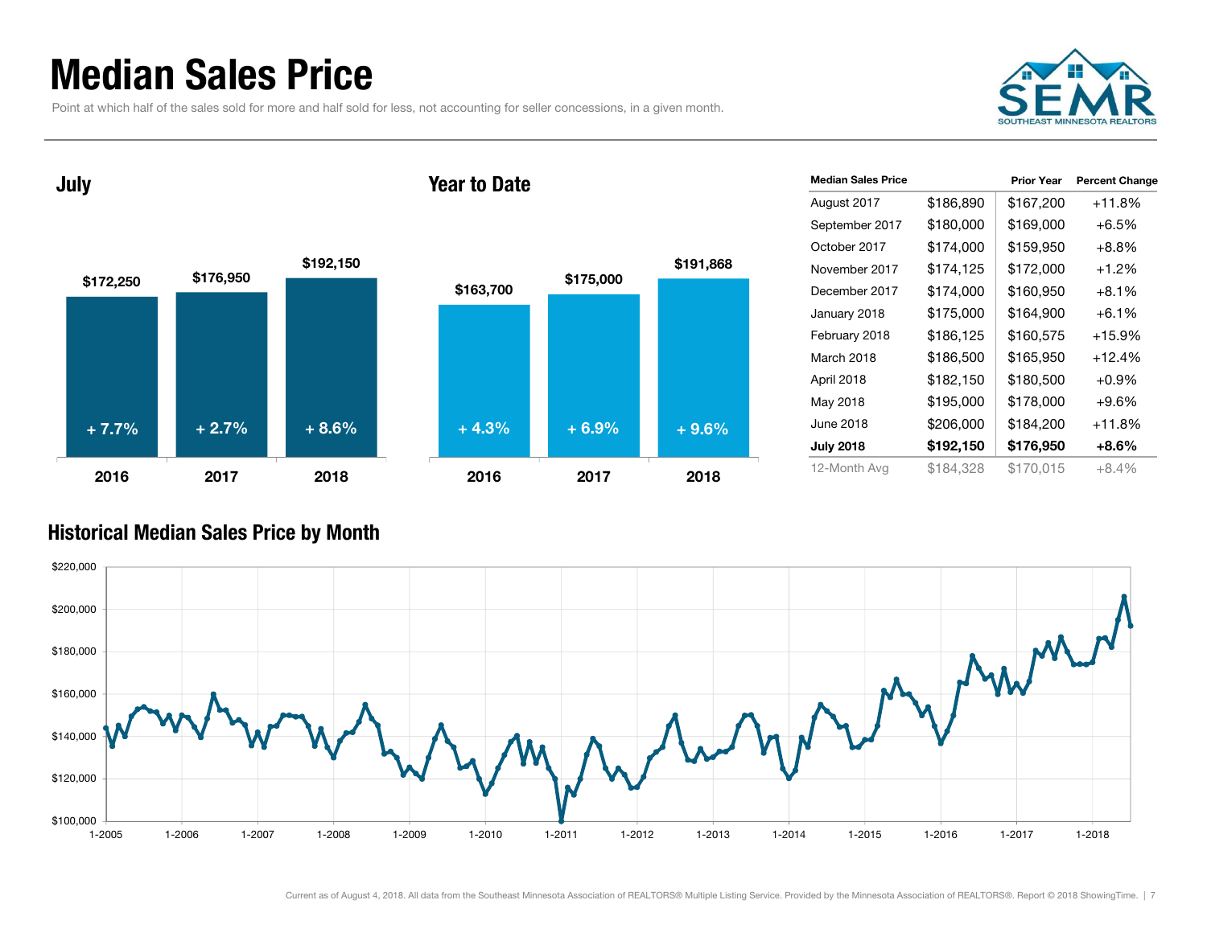# Median Sales Price

Point at which half of the sales sold for more and half sold for less, not accounting for seller concessions, in a given month.

## July

| | 2016 | 2017 | 2018 |
|---|---|---|---|
| Median Sales Price | $172,250 | $176,950 | $192,150 |
| Change | + 7.7% | + 2.7% | + 8.6% |

## Year to Date

| | 2016 | 2017 | 2018 |
|---|---|---|---|
| Median Sales Price | $163,700 | $175,000 | $191,868 |
| Change | + 4.3% | + 6.9% | + 9.6% |

| Median Sales Price | | Prior Year | Percent Change |
|---|---|---|---|
| August 2017 | $186,890 | $167,200 | +11.8% |
| September 2017 | $180,000 | $169,000 | +6.5% |
| October 2017 | $174,000 | $159,950 | +8.8% |
| November 2017 | $174,125 | $172,000 | +1.2% |
| December 2017 | $174,000 | $160,950 | +8.1% |
| January 2018 | $175,000 | $164,900 | +6.1% |
| February 2018 | $186,125 | $160,575 | +15.9% |
| March 2018 | $186,500 | $165,950 | +12.4% |
| April 2018 | $182,150 | $180,500 | +0.9% |
| May 2018 | $195,000 | $178,000 | +9.6% |
| June 2018 | $206,000 | $184,200 | +11.8% |
| **July 2018** | **$192,150** | **$176,950** | **+8.6%** |
| 12-Month Avg | $184,328 | $170,015 | +8.4% |

## Historical Median Sales Price by Month

Current as of August 4, 2018. All data from the Southeast Minnesota Association of REALTORS® Multiple Listing Service. Provided by the Minnesota Association of REALTORS®. Report © 2018 ShowingTime.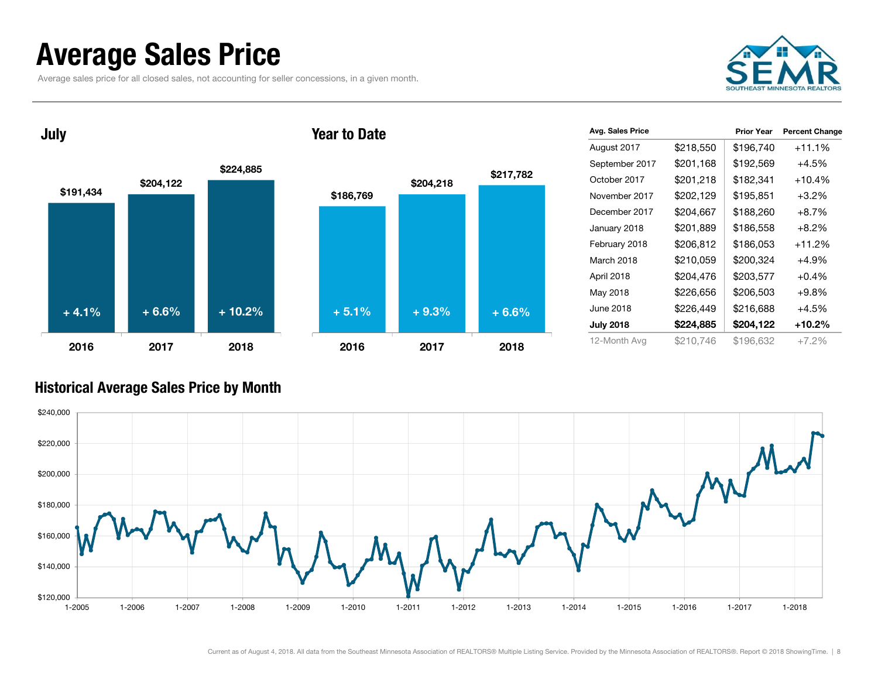# Average Sales Price

Average sales price for all closed sales, not accounting for seller concessions, in a given month.

SEMR
SOUTHEAST MINNESOTA REALTORS

## July

| Year | Avg. Sales Price | Change |
|---|---|---|
| 2016 | $191,434 | + 4.1% |
| 2017 | $204,122 | + 6.6% |
| 2018 | $224,885 | + 10.2% |

## Year to Date

| Year | Avg. Sales Price | Change |
|---|---|---|
| 2016 | $186,769 | + 5.1% |
| 2017 | $204,218 | + 9.3% |
| 2018 | $217,782 | + 6.6% |

| Avg. Sales Price | | Prior Year | Percent Change |
|---|---|---|---|
| August 2017 | $218,550 | $196,740 | +11.1% |
| September 2017 | $201,168 | $192,569 | +4.5% |
| October 2017 | $201,218 | $182,341 | +10.4% |
| November 2017 | $202,129 | $195,851 | +3.2% |
| December 2017 | $204,667 | $188,260 | +8.7% |
| January 2018 | $201,889 | $186,558 | +8.2% |
| February 2018 | $206,812 | $186,053 | +11.2% |
| March 2018 | $210,059 | $200,324 | +4.9% |
| April 2018 | $204,476 | $203,577 | +0.4% |
| May 2018 | $226,656 | $206,503 | +9.8% |
| June 2018 | $226,449 | $216,688 | +4.5% |
| **July 2018** | **$224,885** | **$204,122** | **+10.2%** |
| 12-Month Avg | $210,746 | $196,632 | +7.2% |

## Historical Average Sales Price by Month

Y-axis: $120,000 – $240,000; X-axis: 1-2005 through 1-2018

Current as of August 4, 2018. All data from the Southeast Minnesota Association of REALTORS® Multiple Listing Service. Provided by the Minnesota Association of REALTORS®. Report © 2018 ShowingTime.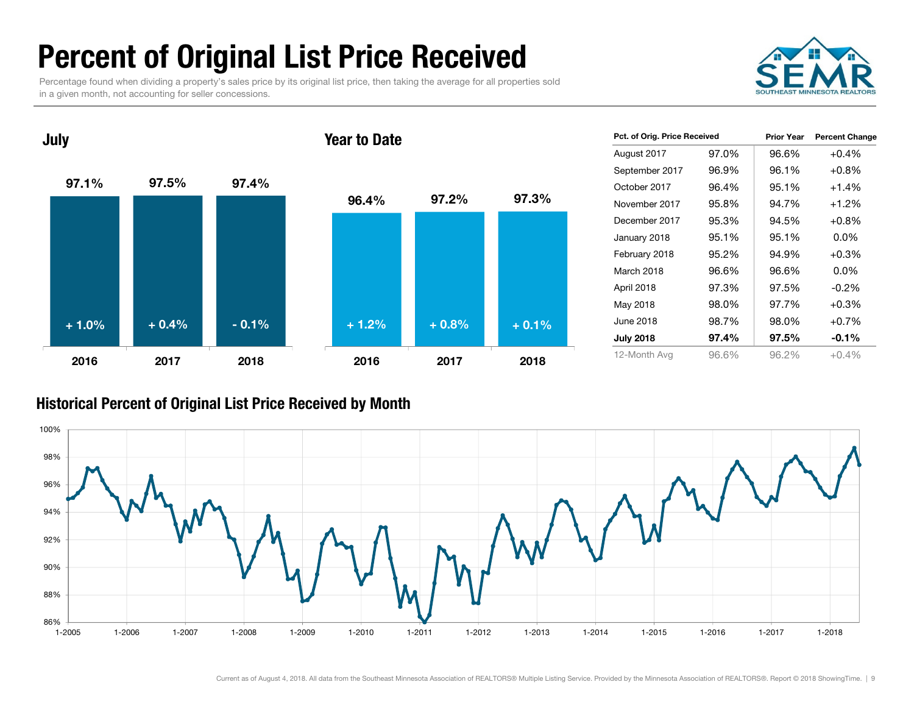# Percent of Original List Price Received

Percentage found when dividing a property's sales price by its original list price, then taking the average for all properties sold in a given month, not accounting for seller concessions.

SEMR
SOUTHEAST MINNESOTA REALTORS

## July

| | 2016 | 2017 | 2018 |
|---|---|---|---|
| Pct. of Orig. Price Received | 97.1% | 97.5% | 97.4% |
| Change | + 1.0% | + 0.4% | - 0.1% |

## Year to Date

| | 2016 | 2017 | 2018 |
|---|---|---|---|
| Pct. of Orig. Price Received | 96.4% | 97.2% | 97.3% |
| Change | + 1.2% | + 0.8% | + 0.1% |

| Pct. of Orig. Price Received | | Prior Year | Percent Change |
|---|---|---|---|
| August 2017 | 97.0% | 96.6% | +0.4% |
| September 2017 | 96.9% | 96.1% | +0.8% |
| October 2017 | 96.4% | 95.1% | +1.4% |
| November 2017 | 95.8% | 94.7% | +1.2% |
| December 2017 | 95.3% | 94.5% | +0.8% |
| January 2018 | 95.1% | 95.1% | 0.0% |
| February 2018 | 95.2% | 94.9% | +0.3% |
| March 2018 | 96.6% | 96.6% | 0.0% |
| April 2018 | 97.3% | 97.5% | -0.2% |
| May 2018 | 98.0% | 97.7% | +0.3% |
| June 2018 | 98.7% | 98.0% | +0.7% |
| **July 2018** | **97.4%** | **97.5%** | **-0.1%** |
| 12-Month Avg | 96.6% | 96.2% | +0.4% |

## Historical Percent of Original List Price Received by Month

Current as of August 4, 2018. All data from the Southeast Minnesota Association of REALTORS® Multiple Listing Service. Provided by the Minnesota Association of REALTORS®. Report © 2018 ShowingTime.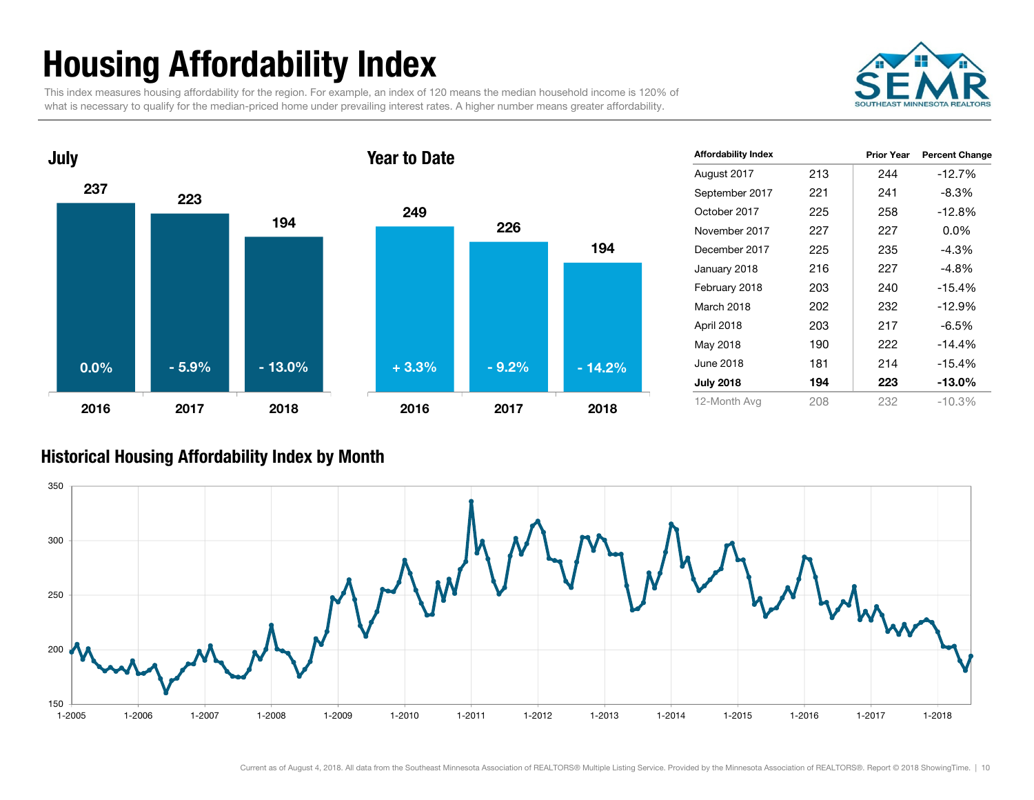# Housing Affordability Index

This index measures housing affordability for the region. For example, an index of 120 means the median household income is 120% of what is necessary to qualify for the median-priced home under prevailing interest rates. A higher number means greater affordability.

SEMR SOUTHEAST MINNESOTA REALTORS

## July

| | 2016 | 2017 | 2018 |
|---|---|---|---|
| Index | 237 | 223 | 194 |
| Change | 0.0% | - 5.9% | - 13.0% |

## Year to Date

| | 2016 | 2017 | 2018 |
|---|---|---|---|
| Index | 249 | 226 | 194 |
| Change | + 3.3% | - 9.2% | - 14.2% |

| Affordability Index | | Prior Year | Percent Change |
|---|---|---|---|
| August 2017 | 213 | 244 | -12.7% |
| September 2017 | 221 | 241 | -8.3% |
| October 2017 | 225 | 258 | -12.8% |
| November 2017 | 227 | 227 | 0.0% |
| December 2017 | 225 | 235 | -4.3% |
| January 2018 | 216 | 227 | -4.8% |
| February 2018 | 203 | 240 | -15.4% |
| March 2018 | 202 | 232 | -12.9% |
| April 2018 | 203 | 217 | -6.5% |
| May 2018 | 190 | 222 | -14.4% |
| June 2018 | 181 | 214 | -15.4% |
| **July 2018** | **194** | **223** | **-13.0%** |
| 12-Month Avg | 208 | 232 | -10.3% |

## Historical Housing Affordability Index by Month

Y-axis: 150, 200, 250, 300, 350

X-axis: 1-2005, 1-2006, 1-2007, 1-2008, 1-2009, 1-2010, 1-2011, 1-2012, 1-2013, 1-2014, 1-2015, 1-2016, 1-2017, 1-2018

Current as of August 4, 2018. All data from the Southeast Minnesota Association of REALTORS® Multiple Listing Service. Provided by the Minnesota Association of REALTORS®. Report © 2018 ShowingTime.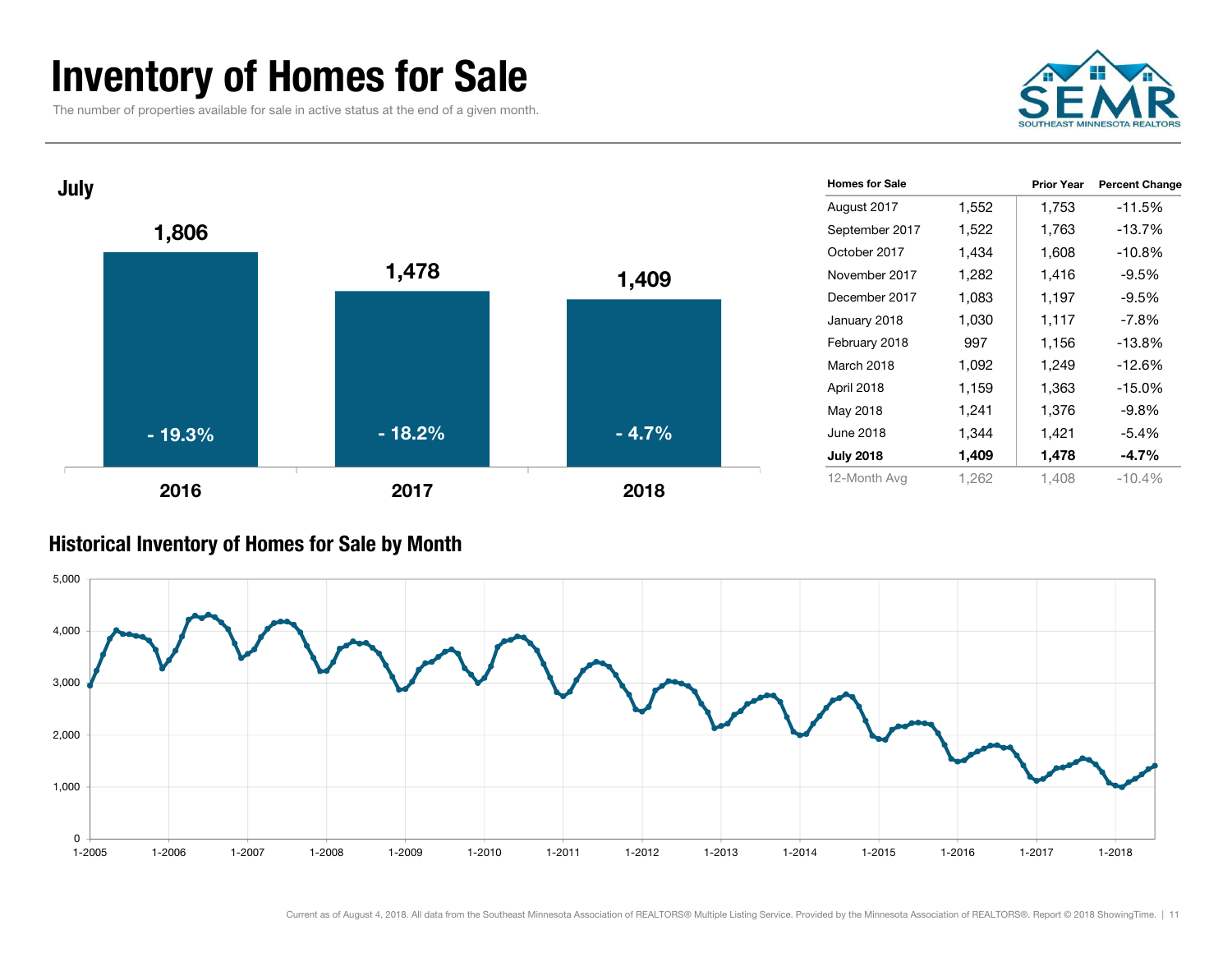# Inventory of Homes for Sale

The number of properties available for sale in active status at the end of a given month.

## July

| Year | Homes for Sale | Percent Change |
|---|---|---|
| 2016 | 1,806 | - 19.3% |
| 2017 | 1,478 | - 18.2% |
| 2018 | 1,409 | - 4.7% |

| Homes for Sale | | Prior Year | Percent Change |
|---|---|---|---|
| August 2017 | 1,552 | 1,753 | -11.5% |
| September 2017 | 1,522 | 1,763 | -13.7% |
| October 2017 | 1,434 | 1,608 | -10.8% |
| November 2017 | 1,282 | 1,416 | -9.5% |
| December 2017 | 1,083 | 1,197 | -9.5% |
| January 2018 | 1,030 | 1,117 | -7.8% |
| February 2018 | 997 | 1,156 | -13.8% |
| March 2018 | 1,092 | 1,249 | -12.6% |
| April 2018 | 1,159 | 1,363 | -15.0% |
| May 2018 | 1,241 | 1,376 | -9.8% |
| June 2018 | 1,344 | 1,421 | -5.4% |
| **July 2018** | **1,409** | **1,478** | **-4.7%** |
| 12-Month Avg | 1,262 | 1,408 | -10.4% |

## Historical Inventory of Homes for Sale by Month

Current as of August 4, 2018. All data from the Southeast Minnesota Association of REALTORS® Multiple Listing Service. Provided by the Minnesota Association of REALTORS®. Report © 2018 ShowingTime.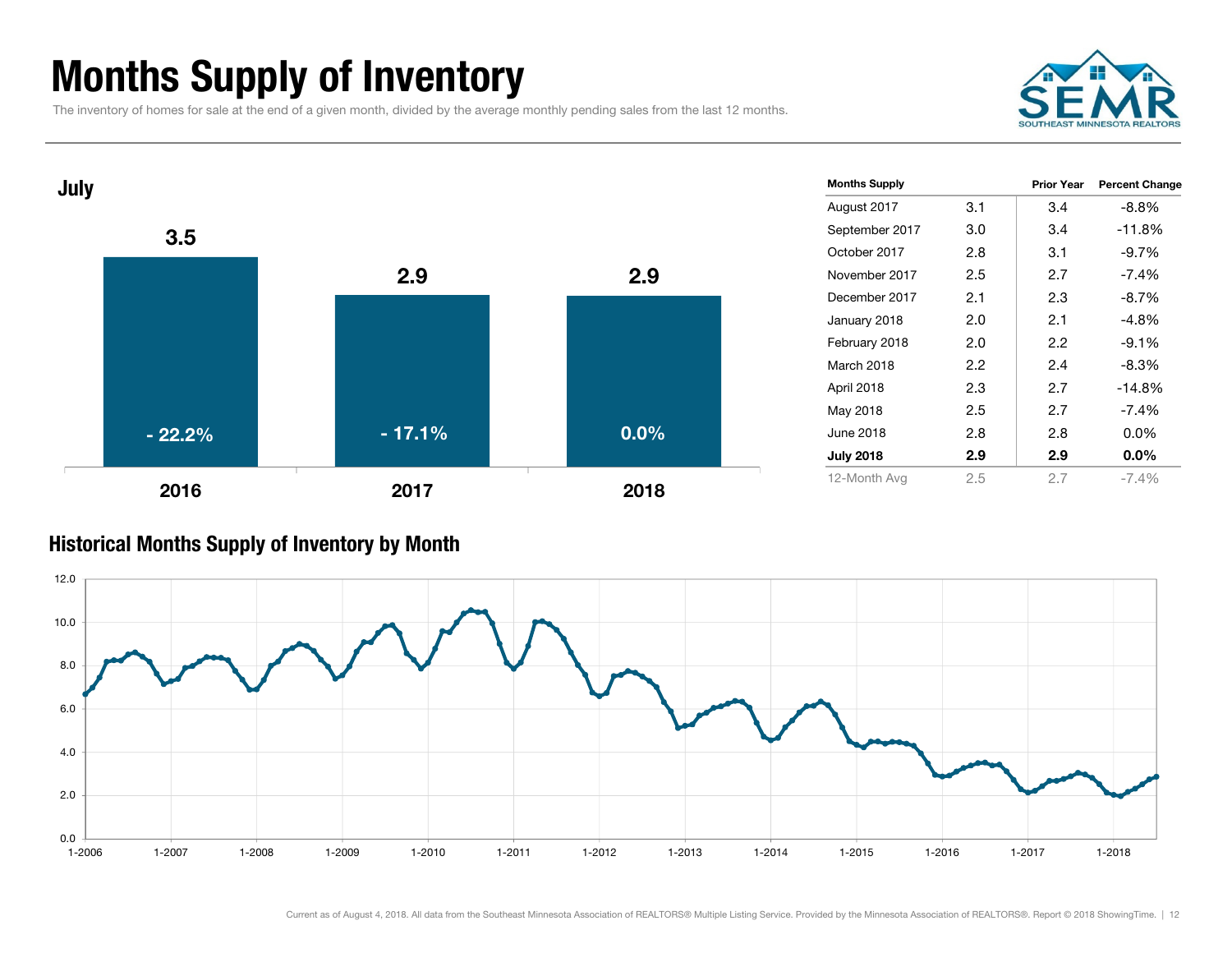# Months Supply of Inventory

The inventory of homes for sale at the end of a given month, divided by the average monthly pending sales from the last 12 months.

## July

| Year | Months Supply | Change |
|---|---|---|
| 2016 | 3.5 | - 22.2% |
| 2017 | 2.9 | - 17.1% |
| 2018 | 2.9 | 0.0% |

| Months Supply | | Prior Year | Percent Change |
|---|---|---|---|
| August 2017 | 3.1 | 3.4 | -8.8% |
| September 2017 | 3.0 | 3.4 | -11.8% |
| October 2017 | 2.8 | 3.1 | -9.7% |
| November 2017 | 2.5 | 2.7 | -7.4% |
| December 2017 | 2.1 | 2.3 | -8.7% |
| January 2018 | 2.0 | 2.1 | -4.8% |
| February 2018 | 2.0 | 2.2 | -9.1% |
| March 2018 | 2.2 | 2.4 | -8.3% |
| April 2018 | 2.3 | 2.7 | -14.8% |
| May 2018 | 2.5 | 2.7 | -7.4% |
| June 2018 | 2.8 | 2.8 | 0.0% |
| **July 2018** | **2.9** | **2.9** | **0.0%** |
| 12-Month Avg | 2.5 | 2.7 | -7.4% |

## Historical Months Supply of Inventory by Month

Current as of August 4, 2018. All data from the Southeast Minnesota Association of REALTORS® Multiple Listing Service. Provided by the Minnesota Association of REALTORS®. Report © 2018 ShowingTime.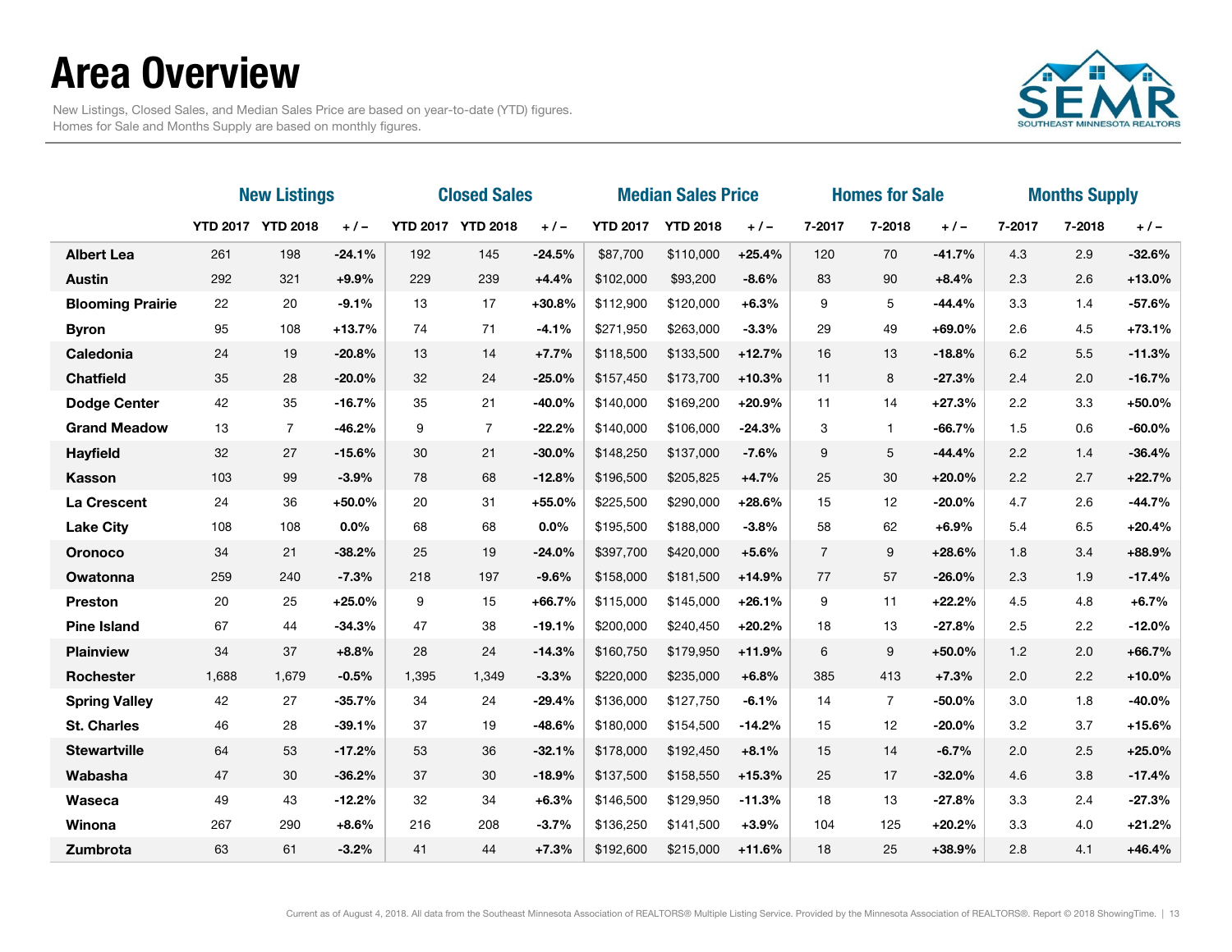# Area Overview

New Listings, Closed Sales, and Median Sales Price are based on year-to-date (YTD) figures.
Homes for Sale and Months Supply are based on monthly figures.

| | New Listings | | | Closed Sales | | | Median Sales Price | | | Homes for Sale | | | Months Supply | | |
|---|---|---|---|---|---|---|---|---|---|---|---|---|---|---|---|
| | YTD 2017 | YTD 2018 | + / – | YTD 2017 | YTD 2018 | + / – | YTD 2017 | YTD 2018 | + / – | 7-2017 | 7-2018 | + / – | 7-2017 | 7-2018 | + / – |
| **Albert Lea** | 261 | 198 | -24.1% | 192 | 145 | -24.5% | $87,700 | $110,000 | +25.4% | 120 | 70 | -41.7% | 4.3 | 2.9 | -32.6% |
| **Austin** | 292 | 321 | +9.9% | 229 | 239 | +4.4% | $102,000 | $93,200 | -8.6% | 83 | 90 | +8.4% | 2.3 | 2.6 | +13.0% |
| **Blooming Prairie** | 22 | 20 | -9.1% | 13 | 17 | +30.8% | $112,900 | $120,000 | +6.3% | 9 | 5 | -44.4% | 3.3 | 1.4 | -57.6% |
| **Byron** | 95 | 108 | +13.7% | 74 | 71 | -4.1% | $271,950 | $263,000 | -3.3% | 29 | 49 | +69.0% | 2.6 | 4.5 | +73.1% |
| **Caledonia** | 24 | 19 | -20.8% | 13 | 14 | +7.7% | $118,500 | $133,500 | +12.7% | 16 | 13 | -18.8% | 6.2 | 5.5 | -11.3% |
| **Chatfield** | 35 | 28 | -20.0% | 32 | 24 | -25.0% | $157,450 | $173,700 | +10.3% | 11 | 8 | -27.3% | 2.4 | 2.0 | -16.7% |
| **Dodge Center** | 42 | 35 | -16.7% | 35 | 21 | -40.0% | $140,000 | $169,200 | +20.9% | 11 | 14 | +27.3% | 2.2 | 3.3 | +50.0% |
| **Grand Meadow** | 13 | 7 | -46.2% | 9 | 7 | -22.2% | $140,000 | $106,000 | -24.3% | 3 | 1 | -66.7% | 1.5 | 0.6 | -60.0% |
| **Hayfield** | 32 | 27 | -15.6% | 30 | 21 | -30.0% | $148,250 | $137,000 | -7.6% | 9 | 5 | -44.4% | 2.2 | 1.4 | -36.4% |
| **Kasson** | 103 | 99 | -3.9% | 78 | 68 | -12.8% | $196,500 | $205,825 | +4.7% | 25 | 30 | +20.0% | 2.2 | 2.7 | +22.7% |
| **La Crescent** | 24 | 36 | +50.0% | 20 | 31 | +55.0% | $225,500 | $290,000 | +28.6% | 15 | 12 | -20.0% | 4.7 | 2.6 | -44.7% |
| **Lake City** | 108 | 108 | 0.0% | 68 | 68 | 0.0% | $195,500 | $188,000 | -3.8% | 58 | 62 | +6.9% | 5.4 | 6.5 | +20.4% |
| **Oronoco** | 34 | 21 | -38.2% | 25 | 19 | -24.0% | $397,700 | $420,000 | +5.6% | 7 | 9 | +28.6% | 1.8 | 3.4 | +88.9% |
| **Owatonna** | 259 | 240 | -7.3% | 218 | 197 | -9.6% | $158,000 | $181,500 | +14.9% | 77 | 57 | -26.0% | 2.3 | 1.9 | -17.4% |
| **Preston** | 20 | 25 | +25.0% | 9 | 15 | +66.7% | $115,000 | $145,000 | +26.1% | 9 | 11 | +22.2% | 4.5 | 4.8 | +6.7% |
| **Pine Island** | 67 | 44 | -34.3% | 47 | 38 | -19.1% | $200,000 | $240,450 | +20.2% | 18 | 13 | -27.8% | 2.5 | 2.2 | -12.0% |
| **Plainview** | 34 | 37 | +8.8% | 28 | 24 | -14.3% | $160,750 | $179,950 | +11.9% | 6 | 9 | +50.0% | 1.2 | 2.0 | +66.7% |
| **Rochester** | 1,688 | 1,679 | -0.5% | 1,395 | 1,349 | -3.3% | $220,000 | $235,000 | +6.8% | 385 | 413 | +7.3% | 2.0 | 2.2 | +10.0% |
| **Spring Valley** | 42 | 27 | -35.7% | 34 | 24 | -29.4% | $136,000 | $127,750 | -6.1% | 14 | 7 | -50.0% | 3.0 | 1.8 | -40.0% |
| **St. Charles** | 46 | 28 | -39.1% | 37 | 19 | -48.6% | $180,000 | $154,500 | -14.2% | 15 | 12 | -20.0% | 3.2 | 3.7 | +15.6% |
| **Stewartville** | 64 | 53 | -17.2% | 53 | 36 | -32.1% | $178,000 | $192,450 | +8.1% | 15 | 14 | -6.7% | 2.0 | 2.5 | +25.0% |
| **Wabasha** | 47 | 30 | -36.2% | 37 | 30 | -18.9% | $137,500 | $158,550 | +15.3% | 25 | 17 | -32.0% | 4.6 | 3.8 | -17.4% |
| **Waseca** | 49 | 43 | -12.2% | 32 | 34 | +6.3% | $146,500 | $129,950 | -11.3% | 18 | 13 | -27.8% | 3.3 | 2.4 | -27.3% |
| **Winona** | 267 | 290 | +8.6% | 216 | 208 | -3.7% | $136,250 | $141,500 | +3.9% | 104 | 125 | +20.2% | 3.3 | 4.0 | +21.2% |
| **Zumbrota** | 63 | 61 | -3.2% | 41 | 44 | +7.3% | $192,600 | $215,000 | +11.6% | 18 | 25 | +38.9% | 2.8 | 4.1 | +46.4% |

Current as of August 4, 2018. All data from the Southeast Minnesota Association of REALTORS® Multiple Listing Service. Provided by the Minnesota Association of REALTORS®. Report © 2018 ShowingTime.